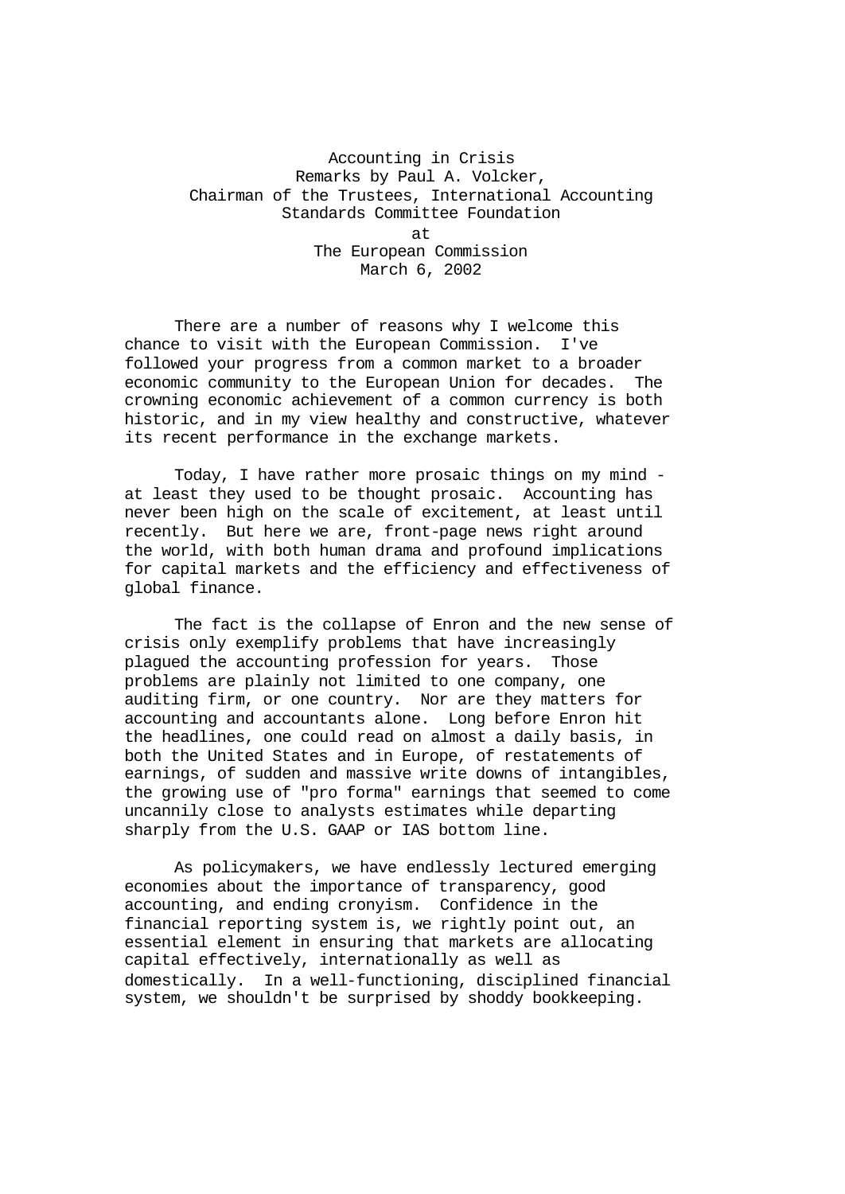# Accounting in Crisis

Remarks by Paul A. Volcker,
Chairman of the Trustees, International Accounting Standards Committee Foundation
at
The European Commission
March 6, 2002

There are a number of reasons why I welcome this chance to visit with the European Commission. I've followed your progress from a common market to a broader economic community to the European Union for decades. The crowning economic achievement of a common currency is both historic, and in my view healthy and constructive, whatever its recent performance in the exchange markets.

Today, I have rather more prosaic things on my mind - at least they used to be thought prosaic. Accounting has never been high on the scale of excitement, at least until recently. But here we are, front-page news right around the world, with both human drama and profound implications for capital markets and the efficiency and effectiveness of global finance.

The fact is the collapse of Enron and the new sense of crisis only exemplify problems that have increasingly plagued the accounting profession for years. Those problems are plainly not limited to one company, one auditing firm, or one country. Nor are they matters for accounting and accountants alone. Long before Enron hit the headlines, one could read on almost a daily basis, in both the United States and in Europe, of restatements of earnings, of sudden and massive write downs of intangibles, the growing use of "pro forma" earnings that seemed to come uncannily close to analysts estimates while departing sharply from the U.S. GAAP or IAS bottom line.

As policymakers, we have endlessly lectured emerging economies about the importance of transparency, good accounting, and ending cronyism. Confidence in the financial reporting system is, we rightly point out, an essential element in ensuring that markets are allocating capital effectively, internationally as well as domestically. In a well-functioning, disciplined financial system, we shouldn't be surprised by shoddy bookkeeping.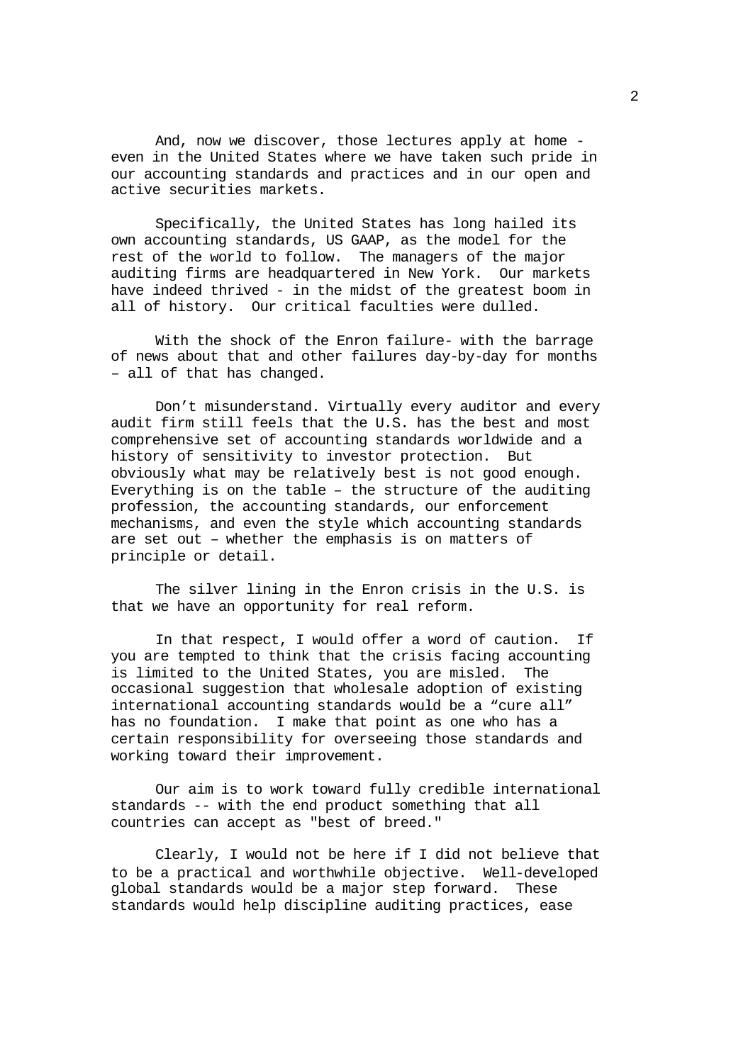And, now we discover, those lectures apply at home - even in the United States where we have taken such pride in our accounting standards and practices and in our open and active securities markets.

Specifically, the United States has long hailed its own accounting standards, US GAAP, as the model for the rest of the world to follow. The managers of the major auditing firms are headquartered in New York. Our markets have indeed thrived - in the midst of the greatest boom in all of history. Our critical faculties were dulled.

With the shock of the Enron failure- with the barrage of news about that and other failures day-by-day for months – all of that has changed.

Don't misunderstand. Virtually every auditor and every audit firm still feels that the U.S. has the best and most comprehensive set of accounting standards worldwide and a history of sensitivity to investor protection. But obviously what may be relatively best is not good enough. Everything is on the table – the structure of the auditing profession, the accounting standards, our enforcement mechanisms, and even the style which accounting standards are set out – whether the emphasis is on matters of principle or detail.

The silver lining in the Enron crisis in the U.S. is that we have an opportunity for real reform.

In that respect, I would offer a word of caution. If you are tempted to think that the crisis facing accounting is limited to the United States, you are misled. The occasional suggestion that wholesale adoption of existing international accounting standards would be a "cure all" has no foundation. I make that point as one who has a certain responsibility for overseeing those standards and working toward their improvement.

Our aim is to work toward fully credible international standards -- with the end product something that all countries can accept as "best of breed."

Clearly, I would not be here if I did not believe that to be a practical and worthwhile objective. Well-developed global standards would be a major step forward. These standards would help discipline auditing practices, ease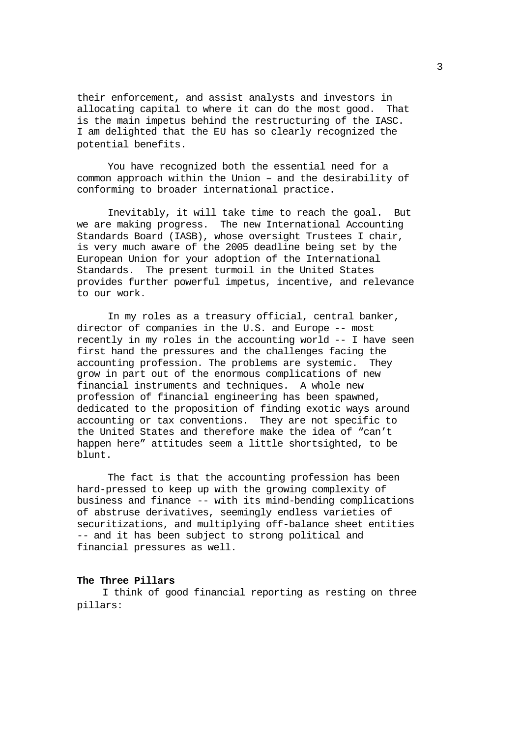their enforcement, and assist analysts and investors in allocating capital to where it can do the most good. That is the main impetus behind the restructuring of the IASC. I am delighted that the EU has so clearly recognized the potential benefits.

You have recognized both the essential need for a common approach within the Union – and the desirability of conforming to broader international practice.

Inevitably, it will take time to reach the goal. But we are making progress. The new International Accounting Standards Board (IASB), whose oversight Trustees I chair, is very much aware of the 2005 deadline being set by the European Union for your adoption of the International Standards. The present turmoil in the United States provides further powerful impetus, incentive, and relevance to our work.

In my roles as a treasury official, central banker, director of companies in the U.S. and Europe -- most recently in my roles in the accounting world -- I have seen first hand the pressures and the challenges facing the accounting profession. The problems are systemic. They grow in part out of the enormous complications of new financial instruments and techniques. A whole new profession of financial engineering has been spawned, dedicated to the proposition of finding exotic ways around accounting or tax conventions. They are not specific to the United States and therefore make the idea of "can't happen here" attitudes seem a little shortsighted, to be blunt.

The fact is that the accounting profession has been hard-pressed to keep up with the growing complexity of business and finance -- with its mind-bending complications of abstruse derivatives, seemingly endless varieties of securitizations, and multiplying off-balance sheet entities -- and it has been subject to strong political and financial pressures as well.

**The Three Pillars**

I think of good financial reporting as resting on three pillars: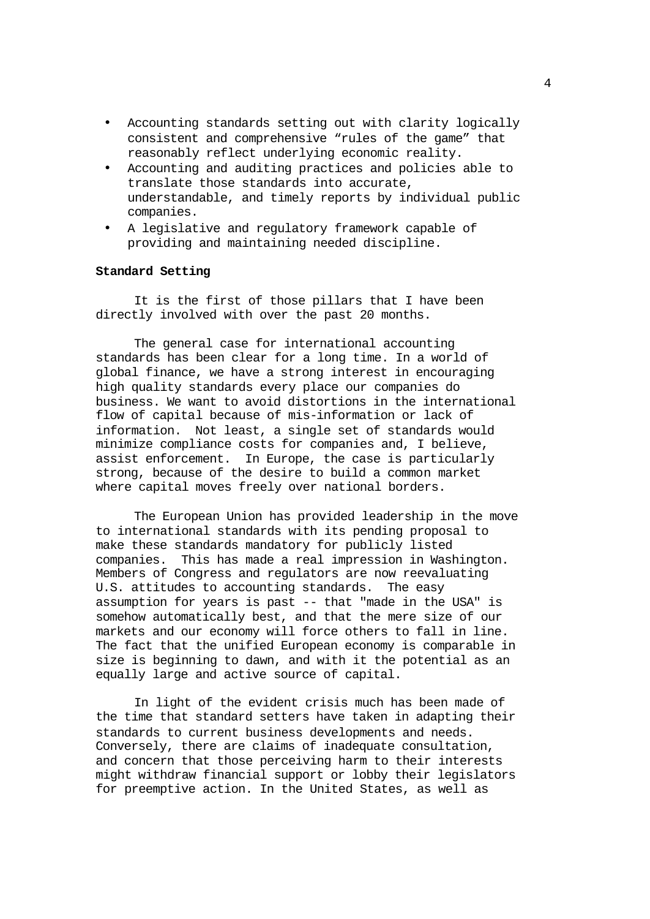- Accounting standards setting out with clarity logically consistent and comprehensive “rules of the game” that reasonably reflect underlying economic reality.
- Accounting and auditing practices and policies able to translate those standards into accurate, understandable, and timely reports by individual public companies.
- A legislative and regulatory framework capable of providing and maintaining needed discipline.

**Standard Setting**

It is the first of those pillars that I have been directly involved with over the past 20 months.

The general case for international accounting standards has been clear for a long time. In a world of global finance, we have a strong interest in encouraging high quality standards every place our companies do business. We want to avoid distortions in the international flow of capital because of mis-information or lack of information. Not least, a single set of standards would minimize compliance costs for companies and, I believe, assist enforcement. In Europe, the case is particularly strong, because of the desire to build a common market where capital moves freely over national borders.

The European Union has provided leadership in the move to international standards with its pending proposal to make these standards mandatory for publicly listed companies. This has made a real impression in Washington. Members of Congress and regulators are now reevaluating U.S. attitudes to accounting standards. The easy assumption for years is past -- that "made in the USA" is somehow automatically best, and that the mere size of our markets and our economy will force others to fall in line. The fact that the unified European economy is comparable in size is beginning to dawn, and with it the potential as an equally large and active source of capital.

In light of the evident crisis much has been made of the time that standard setters have taken in adapting their standards to current business developments and needs. Conversely, there are claims of inadequate consultation, and concern that those perceiving harm to their interests might withdraw financial support or lobby their legislators for preemptive action. In the United States, as well as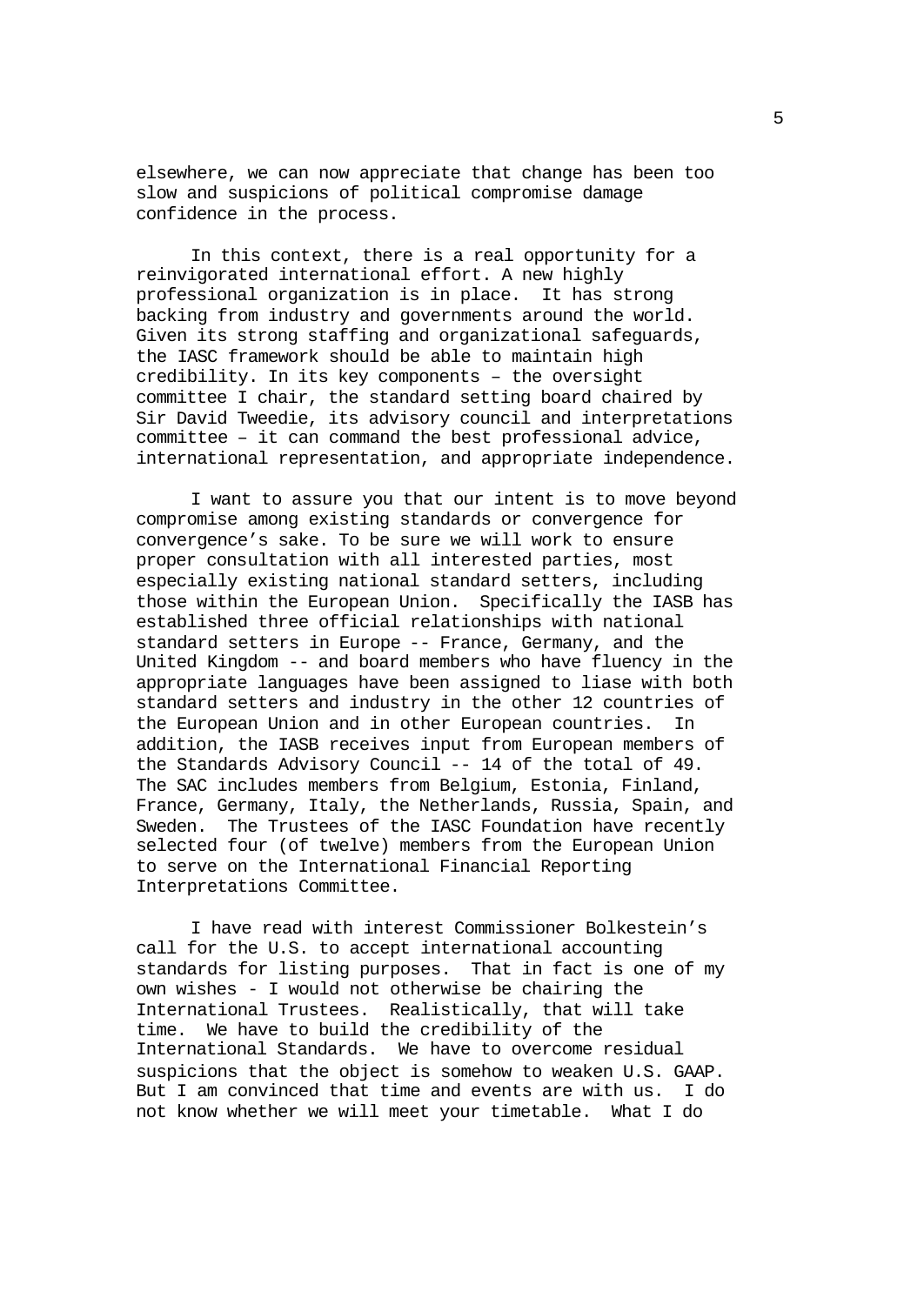elsewhere, we can now appreciate that change has been too slow and suspicions of political compromise damage confidence in the process.

In this context, there is a real opportunity for a reinvigorated international effort. A new highly professional organization is in place. It has strong backing from industry and governments around the world. Given its strong staffing and organizational safeguards, the IASC framework should be able to maintain high credibility. In its key components – the oversight committee I chair, the standard setting board chaired by Sir David Tweedie, its advisory council and interpretations committee – it can command the best professional advice, international representation, and appropriate independence.

I want to assure you that our intent is to move beyond compromise among existing standards or convergence for convergence's sake. To be sure we will work to ensure proper consultation with all interested parties, most especially existing national standard setters, including those within the European Union. Specifically the IASB has established three official relationships with national standard setters in Europe -- France, Germany, and the United Kingdom -- and board members who have fluency in the appropriate languages have been assigned to liase with both standard setters and industry in the other 12 countries of the European Union and in other European countries. In addition, the IASB receives input from European members of the Standards Advisory Council -- 14 of the total of 49. The SAC includes members from Belgium, Estonia, Finland, France, Germany, Italy, the Netherlands, Russia, Spain, and Sweden. The Trustees of the IASC Foundation have recently selected four (of twelve) members from the European Union to serve on the International Financial Reporting Interpretations Committee.

I have read with interest Commissioner Bolkestein's call for the U.S. to accept international accounting standards for listing purposes. That in fact is one of my own wishes - I would not otherwise be chairing the International Trustees. Realistically, that will take time. We have to build the credibility of the International Standards. We have to overcome residual suspicions that the object is somehow to weaken U.S. GAAP. But I am convinced that time and events are with us. I do not know whether we will meet your timetable. What I do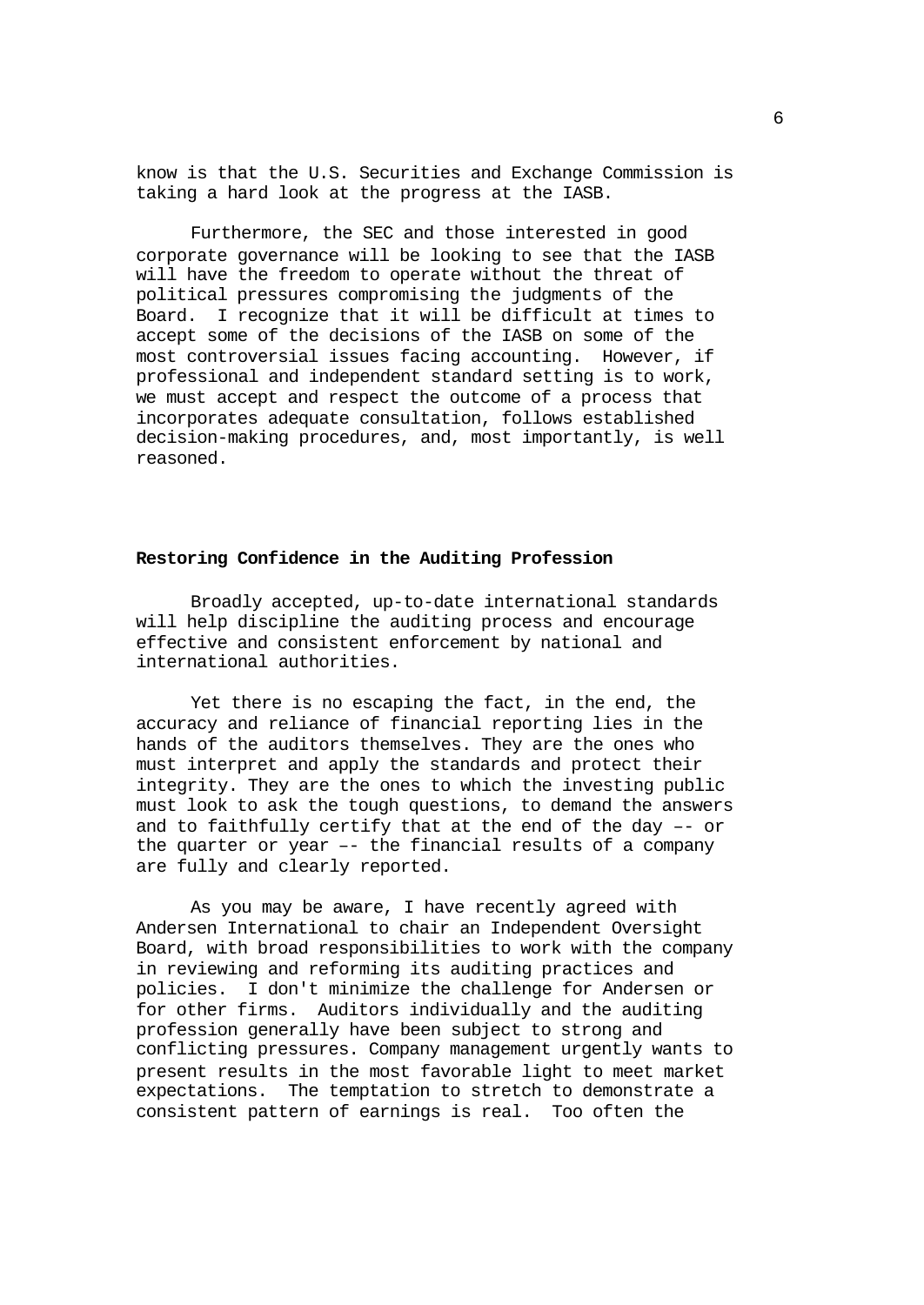know is that the U.S. Securities and Exchange Commission is taking a hard look at the progress at the IASB.

Furthermore, the SEC and those interested in good corporate governance will be looking to see that the IASB will have the freedom to operate without the threat of political pressures compromising the judgments of the Board. I recognize that it will be difficult at times to accept some of the decisions of the IASB on some of the most controversial issues facing accounting. However, if professional and independent standard setting is to work, we must accept and respect the outcome of a process that incorporates adequate consultation, follows established decision-making procedures, and, most importantly, is well reasoned.

## Restoring Confidence in the Auditing Profession

Broadly accepted, up-to-date international standards will help discipline the auditing process and encourage effective and consistent enforcement by national and international authorities.

Yet there is no escaping the fact, in the end, the accuracy and reliance of financial reporting lies in the hands of the auditors themselves. They are the ones who must interpret and apply the standards and protect their integrity. They are the ones to which the investing public must look to ask the tough questions, to demand the answers and to faithfully certify that at the end of the day –- or the quarter or year –- the financial results of a company are fully and clearly reported.

As you may be aware, I have recently agreed with Andersen International to chair an Independent Oversight Board, with broad responsibilities to work with the company in reviewing and reforming its auditing practices and policies. I don't minimize the challenge for Andersen or for other firms. Auditors individually and the auditing profession generally have been subject to strong and conflicting pressures. Company management urgently wants to present results in the most favorable light to meet market expectations. The temptation to stretch to demonstrate a consistent pattern of earnings is real. Too often the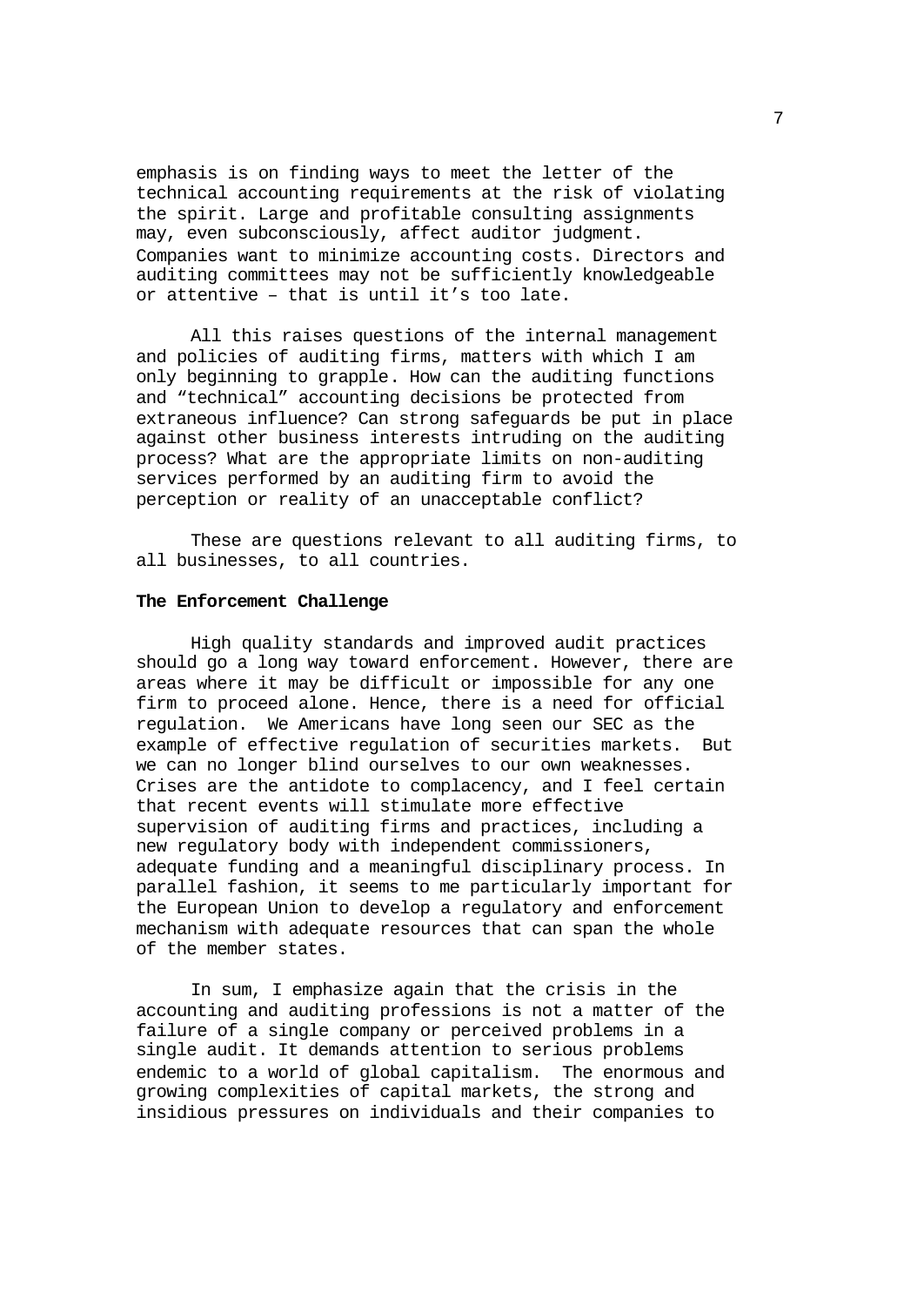emphasis is on finding ways to meet the letter of the technical accounting requirements at the risk of violating the spirit. Large and profitable consulting assignments may, even subconsciously, affect auditor judgment. Companies want to minimize accounting costs. Directors and auditing committees may not be sufficiently knowledgeable or attentive – that is until it's too late.

All this raises questions of the internal management and policies of auditing firms, matters with which I am only beginning to grapple. How can the auditing functions and "technical" accounting decisions be protected from extraneous influence? Can strong safeguards be put in place against other business interests intruding on the auditing process? What are the appropriate limits on non-auditing services performed by an auditing firm to avoid the perception or reality of an unacceptable conflict?

These are questions relevant to all auditing firms, to all businesses, to all countries.

**The Enforcement Challenge**

High quality standards and improved audit practices should go a long way toward enforcement. However, there are areas where it may be difficult or impossible for any one firm to proceed alone. Hence, there is a need for official regulation. We Americans have long seen our SEC as the example of effective regulation of securities markets. But we can no longer blind ourselves to our own weaknesses. Crises are the antidote to complacency, and I feel certain that recent events will stimulate more effective supervision of auditing firms and practices, including a new regulatory body with independent commissioners, adequate funding and a meaningful disciplinary process. In parallel fashion, it seems to me particularly important for the European Union to develop a regulatory and enforcement mechanism with adequate resources that can span the whole of the member states.

In sum, I emphasize again that the crisis in the accounting and auditing professions is not a matter of the failure of a single company or perceived problems in a single audit. It demands attention to serious problems endemic to a world of global capitalism. The enormous and growing complexities of capital markets, the strong and insidious pressures on individuals and their companies to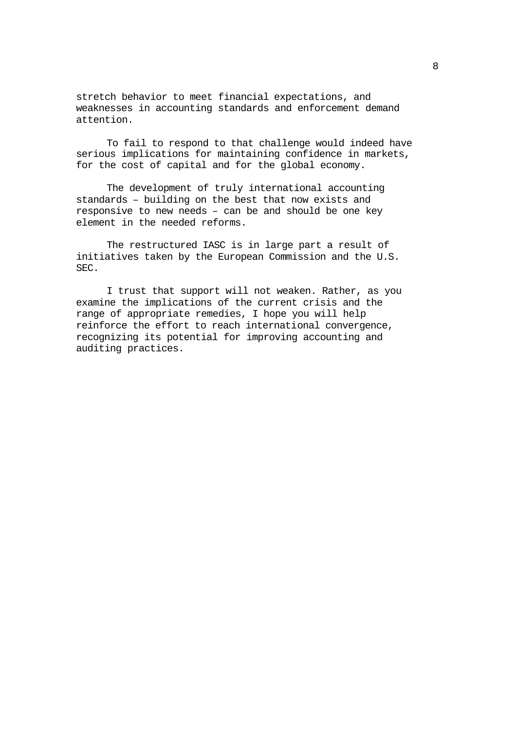stretch behavior to meet financial expectations, and weaknesses in accounting standards and enforcement demand attention.

To fail to respond to that challenge would indeed have serious implications for maintaining confidence in markets, for the cost of capital and for the global economy.

The development of truly international accounting standards – building on the best that now exists and responsive to new needs – can be and should be one key element in the needed reforms.

The restructured IASC is in large part a result of initiatives taken by the European Commission and the U.S. SEC.

I trust that support will not weaken. Rather, as you examine the implications of the current crisis and the range of appropriate remedies, I hope you will help reinforce the effort to reach international convergence, recognizing its potential for improving accounting and auditing practices.